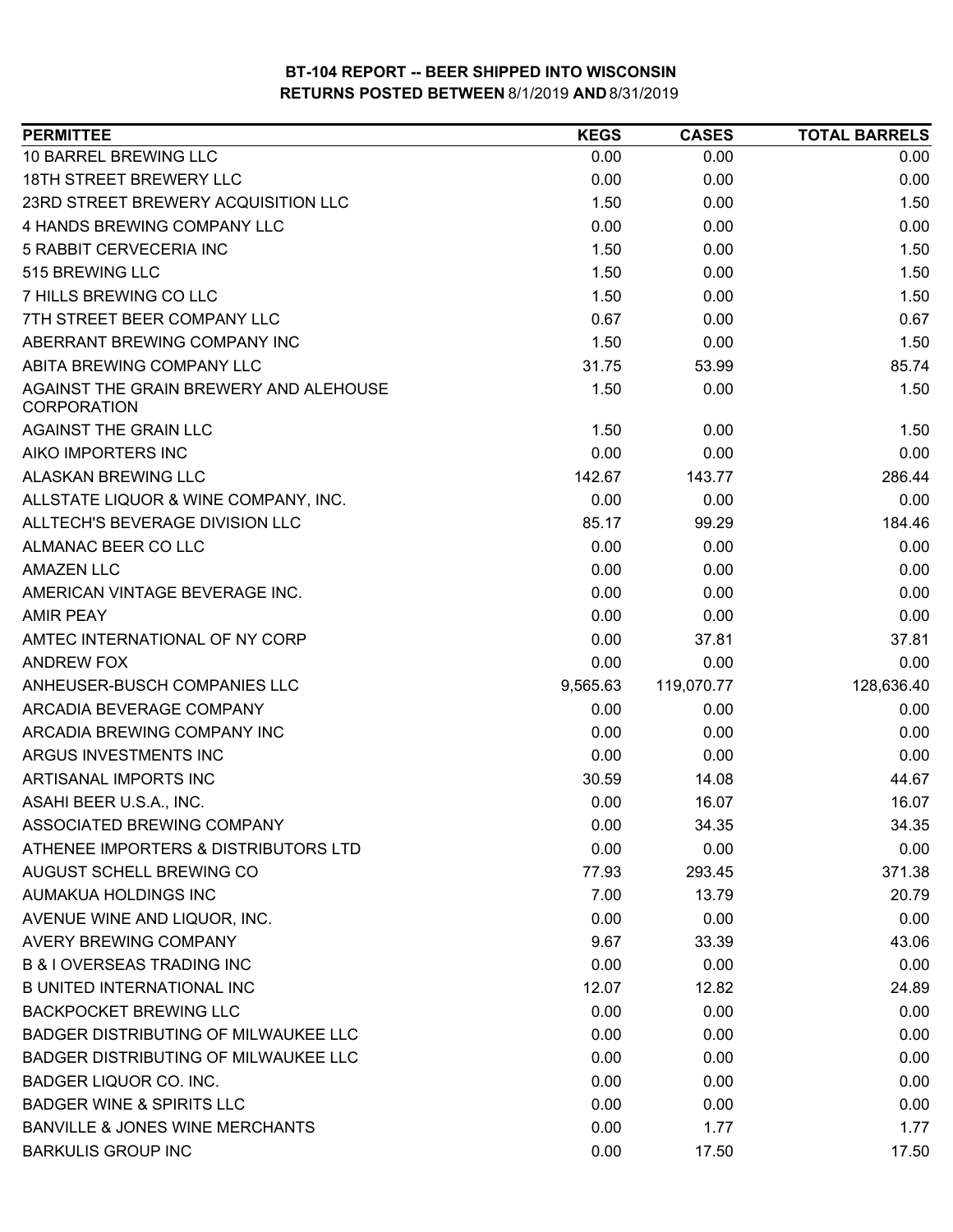# BT-104 REPORT -- BEER SHIPPED INTO WISCONSIN
## RETURNS POSTED BETWEEN 8/1/2019 AND 8/31/2019

| PERMITTEE | KEGS | CASES | TOTAL BARRELS |
|---|---|---|---|
| 10 BARREL BREWING LLC | 0.00 | 0.00 | 0.00 |
| 18TH STREET BREWERY LLC | 0.00 | 0.00 | 0.00 |
| 23RD STREET BREWERY ACQUISITION LLC | 1.50 | 0.00 | 1.50 |
| 4 HANDS BREWING COMPANY LLC | 0.00 | 0.00 | 0.00 |
| 5 RABBIT CERVECERIA INC | 1.50 | 0.00 | 1.50 |
| 515 BREWING LLC | 1.50 | 0.00 | 1.50 |
| 7 HILLS BREWING CO LLC | 1.50 | 0.00 | 1.50 |
| 7TH STREET BEER COMPANY LLC | 0.67 | 0.00 | 0.67 |
| ABERRANT BREWING COMPANY INC | 1.50 | 0.00 | 1.50 |
| ABITA BREWING COMPANY LLC | 31.75 | 53.99 | 85.74 |
| AGAINST THE GRAIN BREWERY AND ALEHOUSE CORPORATION | 1.50 | 0.00 | 1.50 |
| AGAINST THE GRAIN LLC | 1.50 | 0.00 | 1.50 |
| AIKO IMPORTERS INC | 0.00 | 0.00 | 0.00 |
| ALASKAN BREWING LLC | 142.67 | 143.77 | 286.44 |
| ALLSTATE LIQUOR & WINE COMPANY, INC. | 0.00 | 0.00 | 0.00 |
| ALLTECH'S BEVERAGE DIVISION LLC | 85.17 | 99.29 | 184.46 |
| ALMANAC BEER CO LLC | 0.00 | 0.00 | 0.00 |
| AMAZEN LLC | 0.00 | 0.00 | 0.00 |
| AMERICAN VINTAGE BEVERAGE INC. | 0.00 | 0.00 | 0.00 |
| AMIR PEAY | 0.00 | 0.00 | 0.00 |
| AMTEC INTERNATIONAL OF NY CORP | 0.00 | 37.81 | 37.81 |
| ANDREW FOX | 0.00 | 0.00 | 0.00 |
| ANHEUSER-BUSCH COMPANIES LLC | 9,565.63 | 119,070.77 | 128,636.40 |
| ARCADIA BEVERAGE COMPANY | 0.00 | 0.00 | 0.00 |
| ARCADIA BREWING COMPANY INC | 0.00 | 0.00 | 0.00 |
| ARGUS INVESTMENTS INC | 0.00 | 0.00 | 0.00 |
| ARTISANAL IMPORTS INC | 30.59 | 14.08 | 44.67 |
| ASAHI BEER U.S.A., INC. | 0.00 | 16.07 | 16.07 |
| ASSOCIATED BREWING COMPANY | 0.00 | 34.35 | 34.35 |
| ATHENEE IMPORTERS & DISTRIBUTORS LTD | 0.00 | 0.00 | 0.00 |
| AUGUST SCHELL BREWING CO | 77.93 | 293.45 | 371.38 |
| AUMAKUA HOLDINGS INC | 7.00 | 13.79 | 20.79 |
| AVENUE WINE AND LIQUOR, INC. | 0.00 | 0.00 | 0.00 |
| AVERY BREWING COMPANY | 9.67 | 33.39 | 43.06 |
| B & I OVERSEAS TRADING INC | 0.00 | 0.00 | 0.00 |
| B UNITED INTERNATIONAL INC | 12.07 | 12.82 | 24.89 |
| BACKPOCKET BREWING LLC | 0.00 | 0.00 | 0.00 |
| BADGER DISTRIBUTING OF MILWAUKEE LLC | 0.00 | 0.00 | 0.00 |
| BADGER DISTRIBUTING OF MILWAUKEE LLC | 0.00 | 0.00 | 0.00 |
| BADGER LIQUOR CO. INC. | 0.00 | 0.00 | 0.00 |
| BADGER WINE & SPIRITS LLC | 0.00 | 0.00 | 0.00 |
| BANVILLE & JONES WINE MERCHANTS | 0.00 | 1.77 | 1.77 |
| BARKULIS GROUP INC | 0.00 | 17.50 | 17.50 |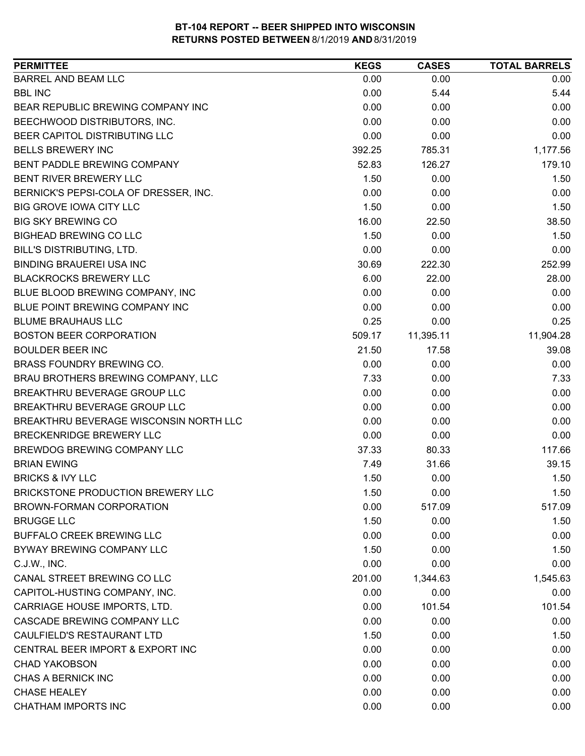**BT-104 REPORT -- BEER SHIPPED INTO WISCONSIN**
**RETURNS POSTED BETWEEN 8/1/2019 AND 8/31/2019**

| PERMITTEE | KEGS | CASES | TOTAL BARRELS |
|---|---|---|---|
| BARREL AND BEAM LLC | 0.00 | 0.00 | 0.00 |
| BBL INC | 0.00 | 5.44 | 5.44 |
| BEAR REPUBLIC BREWING COMPANY INC | 0.00 | 0.00 | 0.00 |
| BEECHWOOD DISTRIBUTORS, INC. | 0.00 | 0.00 | 0.00 |
| BEER CAPITOL DISTRIBUTING LLC | 0.00 | 0.00 | 0.00 |
| BELLS BREWERY INC | 392.25 | 785.31 | 1,177.56 |
| BENT PADDLE BREWING COMPANY | 52.83 | 126.27 | 179.10 |
| BENT RIVER BREWERY LLC | 1.50 | 0.00 | 1.50 |
| BERNICK'S PEPSI-COLA OF DRESSER, INC. | 0.00 | 0.00 | 0.00 |
| BIG GROVE IOWA CITY LLC | 1.50 | 0.00 | 1.50 |
| BIG SKY BREWING CO | 16.00 | 22.50 | 38.50 |
| BIGHEAD BREWING CO LLC | 1.50 | 0.00 | 1.50 |
| BILL'S DISTRIBUTING, LTD. | 0.00 | 0.00 | 0.00 |
| BINDING BRAUEREI USA INC | 30.69 | 222.30 | 252.99 |
| BLACKROCKS BREWERY LLC | 6.00 | 22.00 | 28.00 |
| BLUE BLOOD BREWING COMPANY, INC | 0.00 | 0.00 | 0.00 |
| BLUE POINT BREWING COMPANY INC | 0.00 | 0.00 | 0.00 |
| BLUME BRAUHAUS LLC | 0.25 | 0.00 | 0.25 |
| BOSTON BEER CORPORATION | 509.17 | 11,395.11 | 11,904.28 |
| BOULDER BEER INC | 21.50 | 17.58 | 39.08 |
| BRASS FOUNDRY BREWING CO. | 0.00 | 0.00 | 0.00 |
| BRAU BROTHERS BREWING COMPANY, LLC | 7.33 | 0.00 | 7.33 |
| BREAKTHRU BEVERAGE GROUP LLC | 0.00 | 0.00 | 0.00 |
| BREAKTHRU BEVERAGE GROUP LLC | 0.00 | 0.00 | 0.00 |
| BREAKTHRU BEVERAGE WISCONSIN NORTH LLC | 0.00 | 0.00 | 0.00 |
| BRECKENRIDGE BREWERY LLC | 0.00 | 0.00 | 0.00 |
| BREWDOG BREWING COMPANY LLC | 37.33 | 80.33 | 117.66 |
| BRIAN EWING | 7.49 | 31.66 | 39.15 |
| BRICKS & IVY LLC | 1.50 | 0.00 | 1.50 |
| BRICKSTONE PRODUCTION BREWERY LLC | 1.50 | 0.00 | 1.50 |
| BROWN-FORMAN CORPORATION | 0.00 | 517.09 | 517.09 |
| BRUGGE LLC | 1.50 | 0.00 | 1.50 |
| BUFFALO CREEK BREWING LLC | 0.00 | 0.00 | 0.00 |
| BYWAY BREWING COMPANY LLC | 1.50 | 0.00 | 1.50 |
| C.J.W., INC. | 0.00 | 0.00 | 0.00 |
| CANAL STREET BREWING CO LLC | 201.00 | 1,344.63 | 1,545.63 |
| CAPITOL-HUSTING COMPANY, INC. | 0.00 | 0.00 | 0.00 |
| CARRIAGE HOUSE IMPORTS, LTD. | 0.00 | 101.54 | 101.54 |
| CASCADE BREWING COMPANY LLC | 0.00 | 0.00 | 0.00 |
| CAULFIELD'S RESTAURANT LTD | 1.50 | 0.00 | 1.50 |
| CENTRAL BEER IMPORT & EXPORT INC | 0.00 | 0.00 | 0.00 |
| CHAD YAKOBSON | 0.00 | 0.00 | 0.00 |
| CHAS A BERNICK INC | 0.00 | 0.00 | 0.00 |
| CHASE HEALEY | 0.00 | 0.00 | 0.00 |
| CHATHAM IMPORTS INC | 0.00 | 0.00 | 0.00 |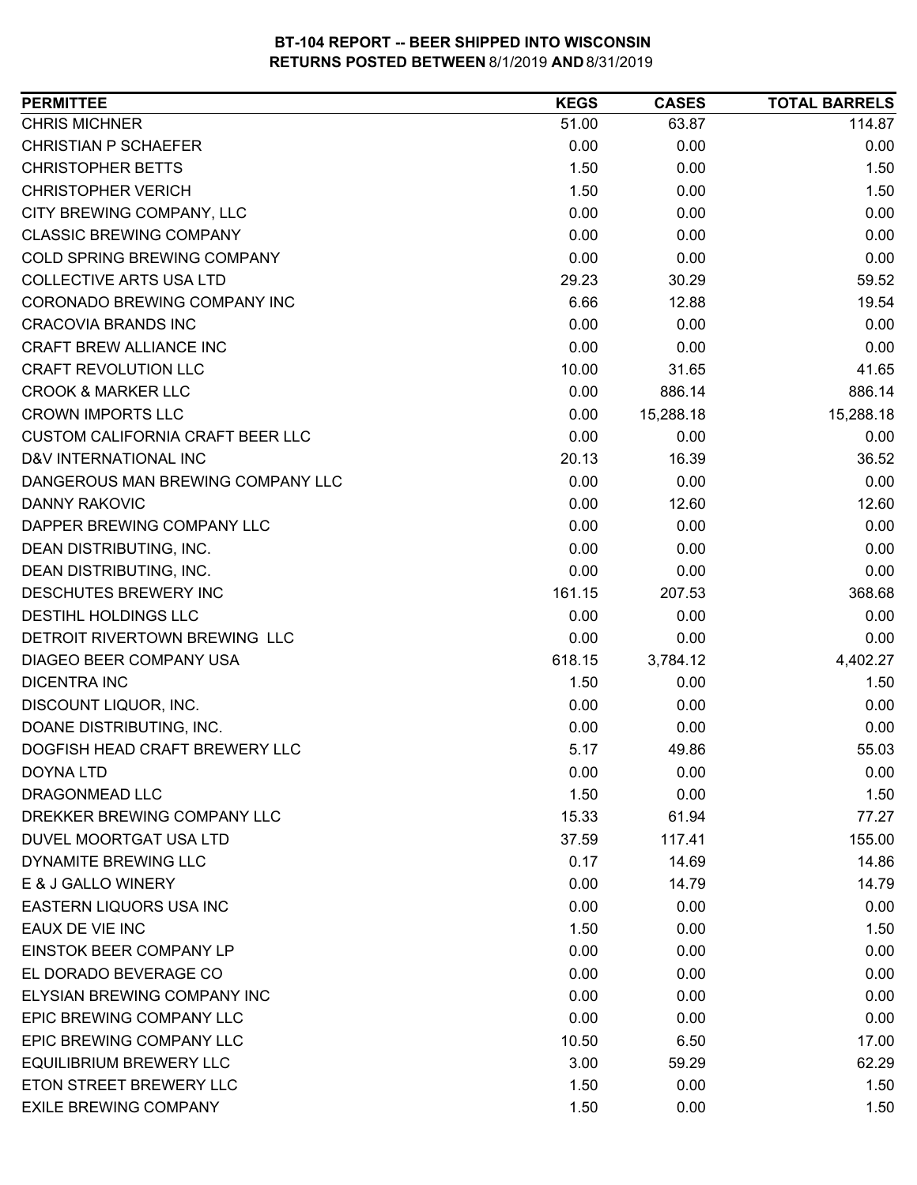**BT-104 REPORT -- BEER SHIPPED INTO WISCONSIN**
**RETURNS POSTED BETWEEN 8/1/2019 AND 8/31/2019**

| PERMITTEE | KEGS | CASES | TOTAL BARRELS |
|---|---|---|---|
| CHRIS MICHNER | 51.00 | 63.87 | 114.87 |
| CHRISTIAN P SCHAEFER | 0.00 | 0.00 | 0.00 |
| CHRISTOPHER BETTS | 1.50 | 0.00 | 1.50 |
| CHRISTOPHER VERICH | 1.50 | 0.00 | 1.50 |
| CITY BREWING COMPANY, LLC | 0.00 | 0.00 | 0.00 |
| CLASSIC BREWING COMPANY | 0.00 | 0.00 | 0.00 |
| COLD SPRING BREWING COMPANY | 0.00 | 0.00 | 0.00 |
| COLLECTIVE ARTS USA LTD | 29.23 | 30.29 | 59.52 |
| CORONADO BREWING COMPANY INC | 6.66 | 12.88 | 19.54 |
| CRACOVIA BRANDS INC | 0.00 | 0.00 | 0.00 |
| CRAFT BREW ALLIANCE INC | 0.00 | 0.00 | 0.00 |
| CRAFT REVOLUTION LLC | 10.00 | 31.65 | 41.65 |
| CROOK & MARKER LLC | 0.00 | 886.14 | 886.14 |
| CROWN IMPORTS LLC | 0.00 | 15,288.18 | 15,288.18 |
| CUSTOM CALIFORNIA CRAFT BEER LLC | 0.00 | 0.00 | 0.00 |
| D&V INTERNATIONAL INC | 20.13 | 16.39 | 36.52 |
| DANGEROUS MAN BREWING COMPANY LLC | 0.00 | 0.00 | 0.00 |
| DANNY RAKOVIC | 0.00 | 12.60 | 12.60 |
| DAPPER BREWING COMPANY LLC | 0.00 | 0.00 | 0.00 |
| DEAN DISTRIBUTING, INC. | 0.00 | 0.00 | 0.00 |
| DEAN DISTRIBUTING, INC. | 0.00 | 0.00 | 0.00 |
| DESCHUTES BREWERY INC | 161.15 | 207.53 | 368.68 |
| DESTIHL HOLDINGS LLC | 0.00 | 0.00 | 0.00 |
| DETROIT RIVERTOWN BREWING LLC | 0.00 | 0.00 | 0.00 |
| DIAGEO BEER COMPANY USA | 618.15 | 3,784.12 | 4,402.27 |
| DICENTRA INC | 1.50 | 0.00 | 1.50 |
| DISCOUNT LIQUOR, INC. | 0.00 | 0.00 | 0.00 |
| DOANE DISTRIBUTING, INC. | 0.00 | 0.00 | 0.00 |
| DOGFISH HEAD CRAFT BREWERY LLC | 5.17 | 49.86 | 55.03 |
| DOYNA LTD | 0.00 | 0.00 | 0.00 |
| DRAGONMEAD LLC | 1.50 | 0.00 | 1.50 |
| DREKKER BREWING COMPANY LLC | 15.33 | 61.94 | 77.27 |
| DUVEL MOORTGAT USA LTD | 37.59 | 117.41 | 155.00 |
| DYNAMITE BREWING LLC | 0.17 | 14.69 | 14.86 |
| E & J GALLO WINERY | 0.00 | 14.79 | 14.79 |
| EASTERN LIQUORS USA INC | 0.00 | 0.00 | 0.00 |
| EAUX DE VIE INC | 1.50 | 0.00 | 1.50 |
| EINSTOK BEER COMPANY LP | 0.00 | 0.00 | 0.00 |
| EL DORADO BEVERAGE CO | 0.00 | 0.00 | 0.00 |
| ELYSIAN BREWING COMPANY INC | 0.00 | 0.00 | 0.00 |
| EPIC BREWING COMPANY LLC | 0.00 | 0.00 | 0.00 |
| EPIC BREWING COMPANY LLC | 10.50 | 6.50 | 17.00 |
| EQUILIBRIUM BREWERY LLC | 3.00 | 59.29 | 62.29 |
| ETON STREET BREWERY LLC | 1.50 | 0.00 | 1.50 |
| EXILE BREWING COMPANY | 1.50 | 0.00 | 1.50 |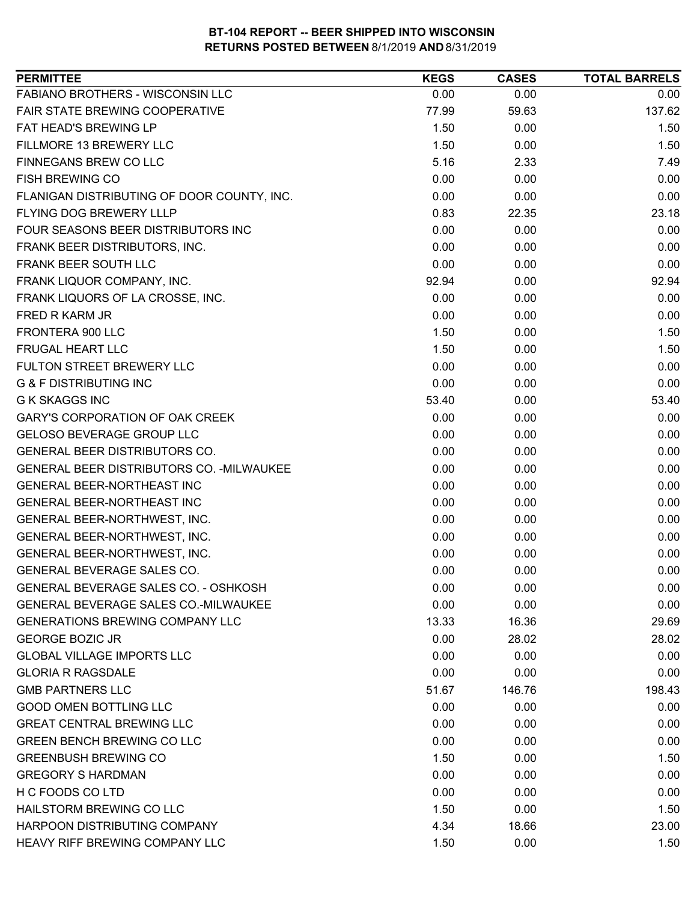**BT-104 REPORT -- BEER SHIPPED INTO WISCONSIN**
**RETURNS POSTED BETWEEN 8/1/2019 AND 8/31/2019**

| PERMITTEE | KEGS | CASES | TOTAL BARRELS |
|---|---|---|---|
| FABIANO BROTHERS - WISCONSIN LLC | 0.00 | 0.00 | 0.00 |
| FAIR STATE BREWING COOPERATIVE | 77.99 | 59.63 | 137.62 |
| FAT HEAD'S BREWING LP | 1.50 | 0.00 | 1.50 |
| FILLMORE 13 BREWERY LLC | 1.50 | 0.00 | 1.50 |
| FINNEGANS BREW CO LLC | 5.16 | 2.33 | 7.49 |
| FISH BREWING CO | 0.00 | 0.00 | 0.00 |
| FLANIGAN DISTRIBUTING OF DOOR COUNTY, INC. | 0.00 | 0.00 | 0.00 |
| FLYING DOG BREWERY LLLP | 0.83 | 22.35 | 23.18 |
| FOUR SEASONS BEER DISTRIBUTORS INC | 0.00 | 0.00 | 0.00 |
| FRANK BEER DISTRIBUTORS, INC. | 0.00 | 0.00 | 0.00 |
| FRANK BEER SOUTH LLC | 0.00 | 0.00 | 0.00 |
| FRANK LIQUOR COMPANY, INC. | 92.94 | 0.00 | 92.94 |
| FRANK LIQUORS OF LA CROSSE, INC. | 0.00 | 0.00 | 0.00 |
| FRED R KARM JR | 0.00 | 0.00 | 0.00 |
| FRONTERA 900 LLC | 1.50 | 0.00 | 1.50 |
| FRUGAL HEART LLC | 1.50 | 0.00 | 1.50 |
| FULTON STREET BREWERY LLC | 0.00 | 0.00 | 0.00 |
| G & F DISTRIBUTING INC | 0.00 | 0.00 | 0.00 |
| G K SKAGGS INC | 53.40 | 0.00 | 53.40 |
| GARY'S CORPORATION OF OAK CREEK | 0.00 | 0.00 | 0.00 |
| GELOSO BEVERAGE GROUP LLC | 0.00 | 0.00 | 0.00 |
| GENERAL BEER DISTRIBUTORS CO. | 0.00 | 0.00 | 0.00 |
| GENERAL BEER DISTRIBUTORS CO. -MILWAUKEE | 0.00 | 0.00 | 0.00 |
| GENERAL BEER-NORTHEAST INC | 0.00 | 0.00 | 0.00 |
| GENERAL BEER-NORTHEAST INC | 0.00 | 0.00 | 0.00 |
| GENERAL BEER-NORTHWEST, INC. | 0.00 | 0.00 | 0.00 |
| GENERAL BEER-NORTHWEST, INC. | 0.00 | 0.00 | 0.00 |
| GENERAL BEER-NORTHWEST, INC. | 0.00 | 0.00 | 0.00 |
| GENERAL BEVERAGE SALES CO. | 0.00 | 0.00 | 0.00 |
| GENERAL BEVERAGE SALES CO. - OSHKOSH | 0.00 | 0.00 | 0.00 |
| GENERAL BEVERAGE SALES CO.-MILWAUKEE | 0.00 | 0.00 | 0.00 |
| GENERATIONS BREWING COMPANY LLC | 13.33 | 16.36 | 29.69 |
| GEORGE BOZIC JR | 0.00 | 28.02 | 28.02 |
| GLOBAL VILLAGE IMPORTS LLC | 0.00 | 0.00 | 0.00 |
| GLORIA R RAGSDALE | 0.00 | 0.00 | 0.00 |
| GMB PARTNERS LLC | 51.67 | 146.76 | 198.43 |
| GOOD OMEN BOTTLING LLC | 0.00 | 0.00 | 0.00 |
| GREAT CENTRAL BREWING LLC | 0.00 | 0.00 | 0.00 |
| GREEN BENCH BREWING CO LLC | 0.00 | 0.00 | 0.00 |
| GREENBUSH BREWING CO | 1.50 | 0.00 | 1.50 |
| GREGORY S HARDMAN | 0.00 | 0.00 | 0.00 |
| H C FOODS CO LTD | 0.00 | 0.00 | 0.00 |
| HAILSTORM BREWING CO LLC | 1.50 | 0.00 | 1.50 |
| HARPOON DISTRIBUTING COMPANY | 4.34 | 18.66 | 23.00 |
| HEAVY RIFF BREWING COMPANY LLC | 1.50 | 0.00 | 1.50 |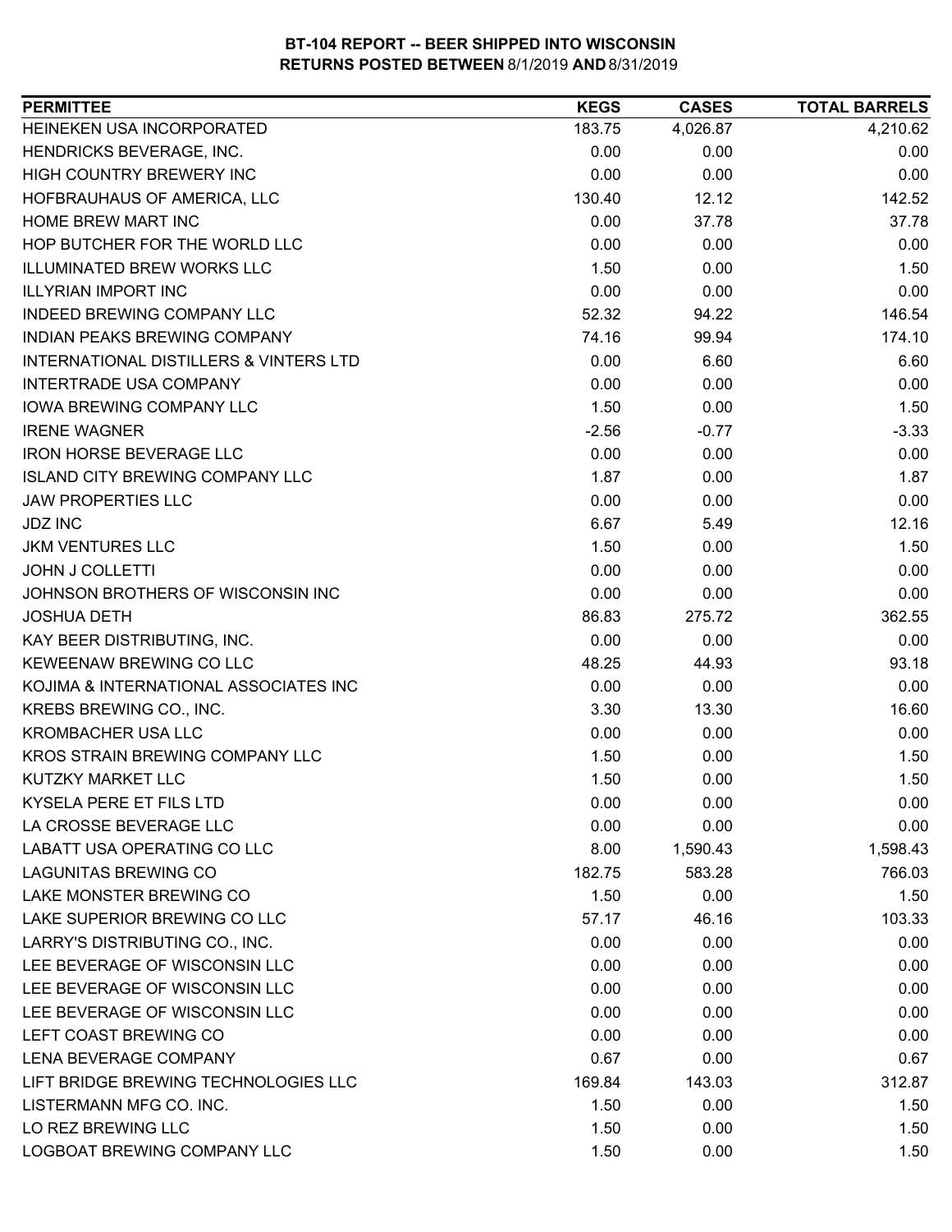**BT-104 REPORT -- BEER SHIPPED INTO WISCONSIN**
**RETURNS POSTED BETWEEN 8/1/2019 AND 8/31/2019**

| PERMITTEE | KEGS | CASES | TOTAL BARRELS |
|---|---|---|---|
| HEINEKEN USA INCORPORATED | 183.75 | 4,026.87 | 4,210.62 |
| HENDRICKS BEVERAGE, INC. | 0.00 | 0.00 | 0.00 |
| HIGH COUNTRY BREWERY INC | 0.00 | 0.00 | 0.00 |
| HOFBRAUHAUS OF AMERICA, LLC | 130.40 | 12.12 | 142.52 |
| HOME BREW MART INC | 0.00 | 37.78 | 37.78 |
| HOP BUTCHER FOR THE WORLD LLC | 0.00 | 0.00 | 0.00 |
| ILLUMINATED BREW WORKS LLC | 1.50 | 0.00 | 1.50 |
| ILLYRIAN IMPORT INC | 0.00 | 0.00 | 0.00 |
| INDEED BREWING COMPANY LLC | 52.32 | 94.22 | 146.54 |
| INDIAN PEAKS BREWING COMPANY | 74.16 | 99.94 | 174.10 |
| INTERNATIONAL DISTILLERS & VINTERS LTD | 0.00 | 6.60 | 6.60 |
| INTERTRADE USA COMPANY | 0.00 | 0.00 | 0.00 |
| IOWA BREWING COMPANY LLC | 1.50 | 0.00 | 1.50 |
| IRENE WAGNER | -2.56 | -0.77 | -3.33 |
| IRON HORSE BEVERAGE LLC | 0.00 | 0.00 | 0.00 |
| ISLAND CITY BREWING COMPANY LLC | 1.87 | 0.00 | 1.87 |
| JAW PROPERTIES LLC | 0.00 | 0.00 | 0.00 |
| JDZ INC | 6.67 | 5.49 | 12.16 |
| JKM VENTURES LLC | 1.50 | 0.00 | 1.50 |
| JOHN J COLLETTI | 0.00 | 0.00 | 0.00 |
| JOHNSON BROTHERS OF WISCONSIN INC | 0.00 | 0.00 | 0.00 |
| JOSHUA DETH | 86.83 | 275.72 | 362.55 |
| KAY BEER DISTRIBUTING, INC. | 0.00 | 0.00 | 0.00 |
| KEWEENAW BREWING CO LLC | 48.25 | 44.93 | 93.18 |
| KOJIMA & INTERNATIONAL ASSOCIATES INC | 0.00 | 0.00 | 0.00 |
| KREBS BREWING CO., INC. | 3.30 | 13.30 | 16.60 |
| KROMBACHER USA LLC | 0.00 | 0.00 | 0.00 |
| KROS STRAIN BREWING COMPANY LLC | 1.50 | 0.00 | 1.50 |
| KUTZKY MARKET LLC | 1.50 | 0.00 | 1.50 |
| KYSELA PERE ET FILS LTD | 0.00 | 0.00 | 0.00 |
| LA CROSSE BEVERAGE LLC | 0.00 | 0.00 | 0.00 |
| LABATT USA OPERATING CO LLC | 8.00 | 1,590.43 | 1,598.43 |
| LAGUNITAS BREWING CO | 182.75 | 583.28 | 766.03 |
| LAKE MONSTER BREWING CO | 1.50 | 0.00 | 1.50 |
| LAKE SUPERIOR BREWING CO LLC | 57.17 | 46.16 | 103.33 |
| LARRY'S DISTRIBUTING CO., INC. | 0.00 | 0.00 | 0.00 |
| LEE BEVERAGE OF WISCONSIN LLC | 0.00 | 0.00 | 0.00 |
| LEE BEVERAGE OF WISCONSIN LLC | 0.00 | 0.00 | 0.00 |
| LEE BEVERAGE OF WISCONSIN LLC | 0.00 | 0.00 | 0.00 |
| LEFT COAST BREWING CO | 0.00 | 0.00 | 0.00 |
| LENA BEVERAGE COMPANY | 0.67 | 0.00 | 0.67 |
| LIFT BRIDGE BREWING TECHNOLOGIES LLC | 169.84 | 143.03 | 312.87 |
| LISTERMANN MFG CO. INC. | 1.50 | 0.00 | 1.50 |
| LO REZ BREWING LLC | 1.50 | 0.00 | 1.50 |
| LOGBOAT BREWING COMPANY LLC | 1.50 | 0.00 | 1.50 |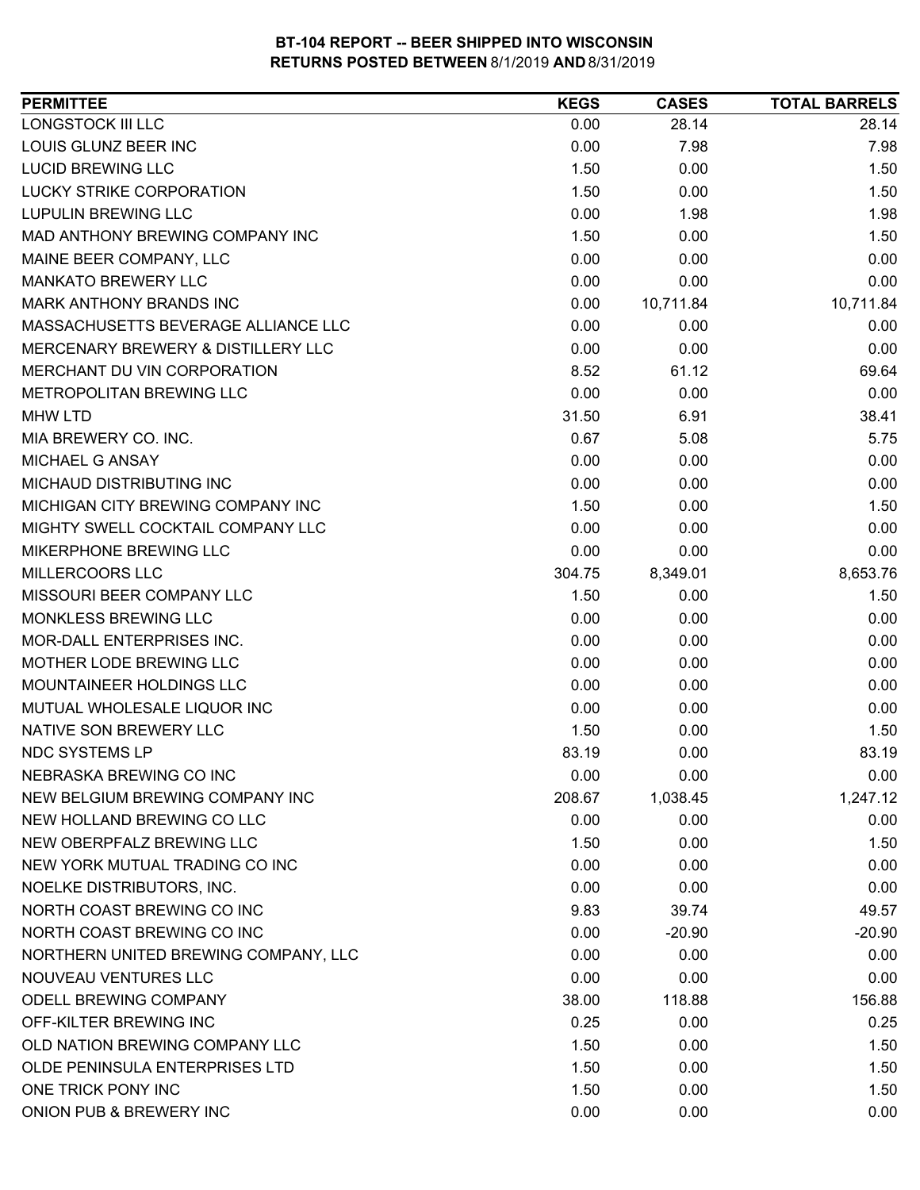**BT-104 REPORT -- BEER SHIPPED INTO WISCONSIN**
**RETURNS POSTED BETWEEN 8/1/2019 AND 8/31/2019**

| PERMITTEE | KEGS | CASES | TOTAL BARRELS |
|---|---|---|---|
| LONGSTOCK III LLC | 0.00 | 28.14 | 28.14 |
| LOUIS GLUNZ BEER INC | 0.00 | 7.98 | 7.98 |
| LUCID BREWING LLC | 1.50 | 0.00 | 1.50 |
| LUCKY STRIKE CORPORATION | 1.50 | 0.00 | 1.50 |
| LUPULIN BREWING LLC | 0.00 | 1.98 | 1.98 |
| MAD ANTHONY BREWING COMPANY INC | 1.50 | 0.00 | 1.50 |
| MAINE BEER COMPANY, LLC | 0.00 | 0.00 | 0.00 |
| MANKATO BREWERY LLC | 0.00 | 0.00 | 0.00 |
| MARK ANTHONY BRANDS INC | 0.00 | 10,711.84 | 10,711.84 |
| MASSACHUSETTS BEVERAGE ALLIANCE LLC | 0.00 | 0.00 | 0.00 |
| MERCENARY BREWERY & DISTILLERY LLC | 0.00 | 0.00 | 0.00 |
| MERCHANT DU VIN CORPORATION | 8.52 | 61.12 | 69.64 |
| METROPOLITAN BREWING LLC | 0.00 | 0.00 | 0.00 |
| MHW LTD | 31.50 | 6.91 | 38.41 |
| MIA BREWERY CO. INC. | 0.67 | 5.08 | 5.75 |
| MICHAEL G ANSAY | 0.00 | 0.00 | 0.00 |
| MICHAUD DISTRIBUTING INC | 0.00 | 0.00 | 0.00 |
| MICHIGAN CITY BREWING COMPANY INC | 1.50 | 0.00 | 1.50 |
| MIGHTY SWELL COCKTAIL COMPANY LLC | 0.00 | 0.00 | 0.00 |
| MIKERPHONE BREWING LLC | 0.00 | 0.00 | 0.00 |
| MILLERCOORS LLC | 304.75 | 8,349.01 | 8,653.76 |
| MISSOURI BEER COMPANY LLC | 1.50 | 0.00 | 1.50 |
| MONKLESS BREWING LLC | 0.00 | 0.00 | 0.00 |
| MOR-DALL ENTERPRISES INC. | 0.00 | 0.00 | 0.00 |
| MOTHER LODE BREWING LLC | 0.00 | 0.00 | 0.00 |
| MOUNTAINEER HOLDINGS LLC | 0.00 | 0.00 | 0.00 |
| MUTUAL WHOLESALE LIQUOR INC | 0.00 | 0.00 | 0.00 |
| NATIVE SON BREWERY LLC | 1.50 | 0.00 | 1.50 |
| NDC SYSTEMS LP | 83.19 | 0.00 | 83.19 |
| NEBRASKA BREWING CO INC | 0.00 | 0.00 | 0.00 |
| NEW BELGIUM BREWING COMPANY INC | 208.67 | 1,038.45 | 1,247.12 |
| NEW HOLLAND BREWING CO LLC | 0.00 | 0.00 | 0.00 |
| NEW OBERPFALZ BREWING LLC | 1.50 | 0.00 | 1.50 |
| NEW YORK MUTUAL TRADING CO INC | 0.00 | 0.00 | 0.00 |
| NOELKE DISTRIBUTORS, INC. | 0.00 | 0.00 | 0.00 |
| NORTH COAST BREWING CO INC | 9.83 | 39.74 | 49.57 |
| NORTH COAST BREWING CO INC | 0.00 | -20.90 | -20.90 |
| NORTHERN UNITED BREWING COMPANY, LLC | 0.00 | 0.00 | 0.00 |
| NOUVEAU VENTURES LLC | 0.00 | 0.00 | 0.00 |
| ODELL BREWING COMPANY | 38.00 | 118.88 | 156.88 |
| OFF-KILTER BREWING INC | 0.25 | 0.00 | 0.25 |
| OLD NATION BREWING COMPANY LLC | 1.50 | 0.00 | 1.50 |
| OLDE PENINSULA ENTERPRISES LTD | 1.50 | 0.00 | 1.50 |
| ONE TRICK PONY INC | 1.50 | 0.00 | 1.50 |
| ONION PUB & BREWERY INC | 0.00 | 0.00 | 0.00 |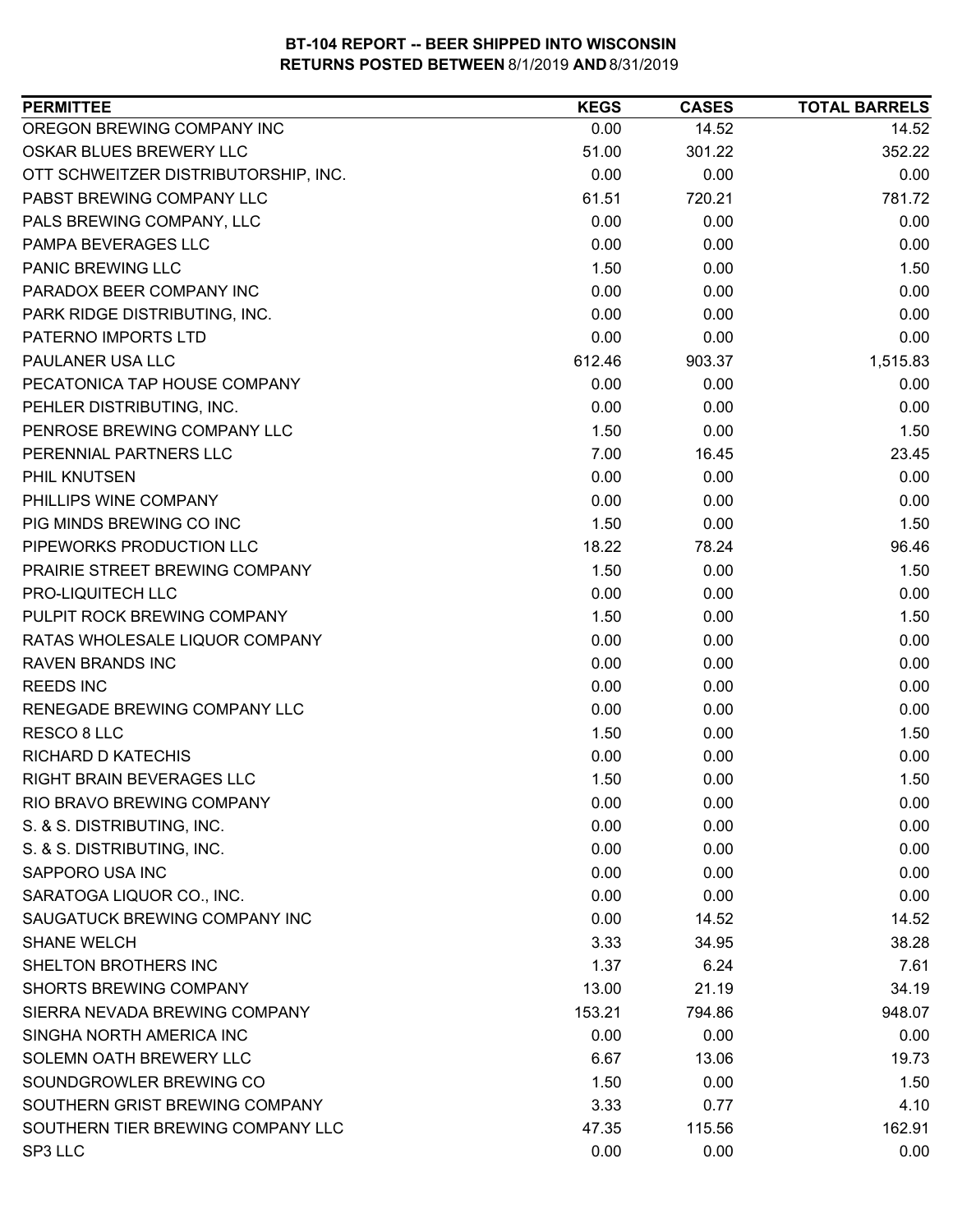# BT-104 REPORT -- BEER SHIPPED INTO WISCONSIN
## RETURNS POSTED BETWEEN 8/1/2019 AND 8/31/2019

| PERMITTEE | KEGS | CASES | TOTAL BARRELS |
|---|---|---|---|
| OREGON BREWING COMPANY INC | 0.00 | 14.52 | 14.52 |
| OSKAR BLUES BREWERY LLC | 51.00 | 301.22 | 352.22 |
| OTT SCHWEITZER DISTRIBUTORSHIP, INC. | 0.00 | 0.00 | 0.00 |
| PABST BREWING COMPANY LLC | 61.51 | 720.21 | 781.72 |
| PALS BREWING COMPANY, LLC | 0.00 | 0.00 | 0.00 |
| PAMPA BEVERAGES LLC | 0.00 | 0.00 | 0.00 |
| PANIC BREWING LLC | 1.50 | 0.00 | 1.50 |
| PARADOX BEER COMPANY INC | 0.00 | 0.00 | 0.00 |
| PARK RIDGE DISTRIBUTING, INC. | 0.00 | 0.00 | 0.00 |
| PATERNO IMPORTS LTD | 0.00 | 0.00 | 0.00 |
| PAULANER USA LLC | 612.46 | 903.37 | 1,515.83 |
| PECATONICA TAP HOUSE COMPANY | 0.00 | 0.00 | 0.00 |
| PEHLER DISTRIBUTING, INC. | 0.00 | 0.00 | 0.00 |
| PENROSE BREWING COMPANY LLC | 1.50 | 0.00 | 1.50 |
| PERENNIAL PARTNERS LLC | 7.00 | 16.45 | 23.45 |
| PHIL KNUTSEN | 0.00 | 0.00 | 0.00 |
| PHILLIPS WINE COMPANY | 0.00 | 0.00 | 0.00 |
| PIG MINDS BREWING CO INC | 1.50 | 0.00 | 1.50 |
| PIPEWORKS PRODUCTION LLC | 18.22 | 78.24 | 96.46 |
| PRAIRIE STREET BREWING COMPANY | 1.50 | 0.00 | 1.50 |
| PRO-LIQUITECH LLC | 0.00 | 0.00 | 0.00 |
| PULPIT ROCK BREWING COMPANY | 1.50 | 0.00 | 1.50 |
| RATAS WHOLESALE LIQUOR COMPANY | 0.00 | 0.00 | 0.00 |
| RAVEN BRANDS INC | 0.00 | 0.00 | 0.00 |
| REEDS INC | 0.00 | 0.00 | 0.00 |
| RENEGADE BREWING COMPANY LLC | 0.00 | 0.00 | 0.00 |
| RESCO 8 LLC | 1.50 | 0.00 | 1.50 |
| RICHARD D KATECHIS | 0.00 | 0.00 | 0.00 |
| RIGHT BRAIN BEVERAGES LLC | 1.50 | 0.00 | 1.50 |
| RIO BRAVO BREWING COMPANY | 0.00 | 0.00 | 0.00 |
| S. & S. DISTRIBUTING, INC. | 0.00 | 0.00 | 0.00 |
| S. & S. DISTRIBUTING, INC. | 0.00 | 0.00 | 0.00 |
| SAPPORO USA INC | 0.00 | 0.00 | 0.00 |
| SARATOGA LIQUOR CO., INC. | 0.00 | 0.00 | 0.00 |
| SAUGATUCK BREWING COMPANY INC | 0.00 | 14.52 | 14.52 |
| SHANE WELCH | 3.33 | 34.95 | 38.28 |
| SHELTON BROTHERS INC | 1.37 | 6.24 | 7.61 |
| SHORTS BREWING COMPANY | 13.00 | 21.19 | 34.19 |
| SIERRA NEVADA BREWING COMPANY | 153.21 | 794.86 | 948.07 |
| SINGHA NORTH AMERICA INC | 0.00 | 0.00 | 0.00 |
| SOLEMN OATH BREWERY LLC | 6.67 | 13.06 | 19.73 |
| SOUNDGROWLER BREWING CO | 1.50 | 0.00 | 1.50 |
| SOUTHERN GRIST BREWING COMPANY | 3.33 | 0.77 | 4.10 |
| SOUTHERN TIER BREWING COMPANY LLC | 47.35 | 115.56 | 162.91 |
| SP3 LLC | 0.00 | 0.00 | 0.00 |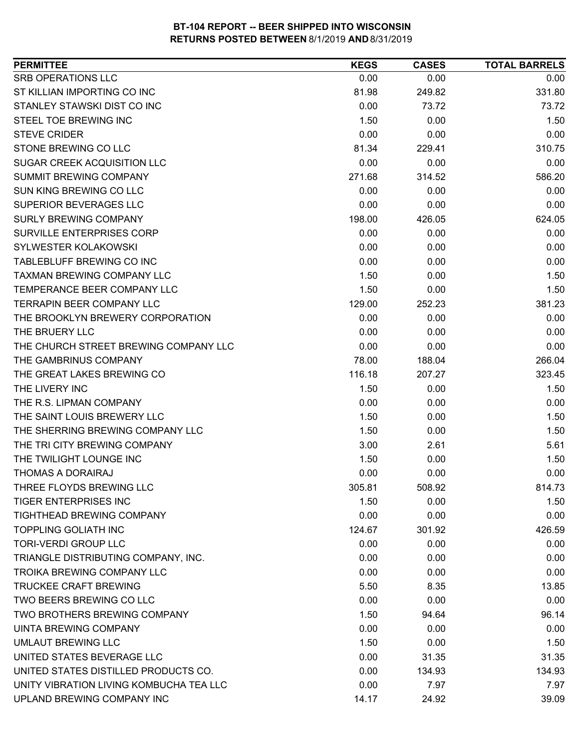**BT-104 REPORT -- BEER SHIPPED INTO WISCONSIN**
**RETURNS POSTED BETWEEN 8/1/2019 AND 8/31/2019**

| PERMITTEE | KEGS | CASES | TOTAL BARRELS |
|---|---|---|---|
| SRB OPERATIONS LLC | 0.00 | 0.00 | 0.00 |
| ST KILLIAN IMPORTING CO INC | 81.98 | 249.82 | 331.80 |
| STANLEY STAWSKI DIST CO INC | 0.00 | 73.72 | 73.72 |
| STEEL TOE BREWING INC | 1.50 | 0.00 | 1.50 |
| STEVE CRIDER | 0.00 | 0.00 | 0.00 |
| STONE BREWING CO LLC | 81.34 | 229.41 | 310.75 |
| SUGAR CREEK ACQUISITION LLC | 0.00 | 0.00 | 0.00 |
| SUMMIT BREWING COMPANY | 271.68 | 314.52 | 586.20 |
| SUN KING BREWING CO LLC | 0.00 | 0.00 | 0.00 |
| SUPERIOR BEVERAGES LLC | 0.00 | 0.00 | 0.00 |
| SURLY BREWING COMPANY | 198.00 | 426.05 | 624.05 |
| SURVILLE ENTERPRISES CORP | 0.00 | 0.00 | 0.00 |
| SYLWESTER KOLAKOWSKI | 0.00 | 0.00 | 0.00 |
| TABLEBLUFF BREWING CO INC | 0.00 | 0.00 | 0.00 |
| TAXMAN BREWING COMPANY LLC | 1.50 | 0.00 | 1.50 |
| TEMPERANCE BEER COMPANY LLC | 1.50 | 0.00 | 1.50 |
| TERRAPIN BEER COMPANY LLC | 129.00 | 252.23 | 381.23 |
| THE BROOKLYN BREWERY CORPORATION | 0.00 | 0.00 | 0.00 |
| THE BRUERY LLC | 0.00 | 0.00 | 0.00 |
| THE CHURCH STREET BREWING COMPANY LLC | 0.00 | 0.00 | 0.00 |
| THE GAMBRINUS COMPANY | 78.00 | 188.04 | 266.04 |
| THE GREAT LAKES BREWING CO | 116.18 | 207.27 | 323.45 |
| THE LIVERY INC | 1.50 | 0.00 | 1.50 |
| THE R.S. LIPMAN COMPANY | 0.00 | 0.00 | 0.00 |
| THE SAINT LOUIS BREWERY LLC | 1.50 | 0.00 | 1.50 |
| THE SHERRING BREWING COMPANY LLC | 1.50 | 0.00 | 1.50 |
| THE TRI CITY BREWING COMPANY | 3.00 | 2.61 | 5.61 |
| THE TWILIGHT LOUNGE INC | 1.50 | 0.00 | 1.50 |
| THOMAS A DORAIRAJ | 0.00 | 0.00 | 0.00 |
| THREE FLOYDS BREWING LLC | 305.81 | 508.92 | 814.73 |
| TIGER ENTERPRISES INC | 1.50 | 0.00 | 1.50 |
| TIGHTHEAD BREWING COMPANY | 0.00 | 0.00 | 0.00 |
| TOPPLING GOLIATH INC | 124.67 | 301.92 | 426.59 |
| TORI-VERDI GROUP LLC | 0.00 | 0.00 | 0.00 |
| TRIANGLE DISTRIBUTING COMPANY, INC. | 0.00 | 0.00 | 0.00 |
| TROIKA BREWING COMPANY LLC | 0.00 | 0.00 | 0.00 |
| TRUCKEE CRAFT BREWING | 5.50 | 8.35 | 13.85 |
| TWO BEERS BREWING CO LLC | 0.00 | 0.00 | 0.00 |
| TWO BROTHERS BREWING COMPANY | 1.50 | 94.64 | 96.14 |
| UINTA BREWING COMPANY | 0.00 | 0.00 | 0.00 |
| UMLAUT BREWING LLC | 1.50 | 0.00 | 1.50 |
| UNITED STATES BEVERAGE LLC | 0.00 | 31.35 | 31.35 |
| UNITED STATES DISTILLED PRODUCTS CO. | 0.00 | 134.93 | 134.93 |
| UNITY VIBRATION LIVING KOMBUCHA TEA LLC | 0.00 | 7.97 | 7.97 |
| UPLAND BREWING COMPANY INC | 14.17 | 24.92 | 39.09 |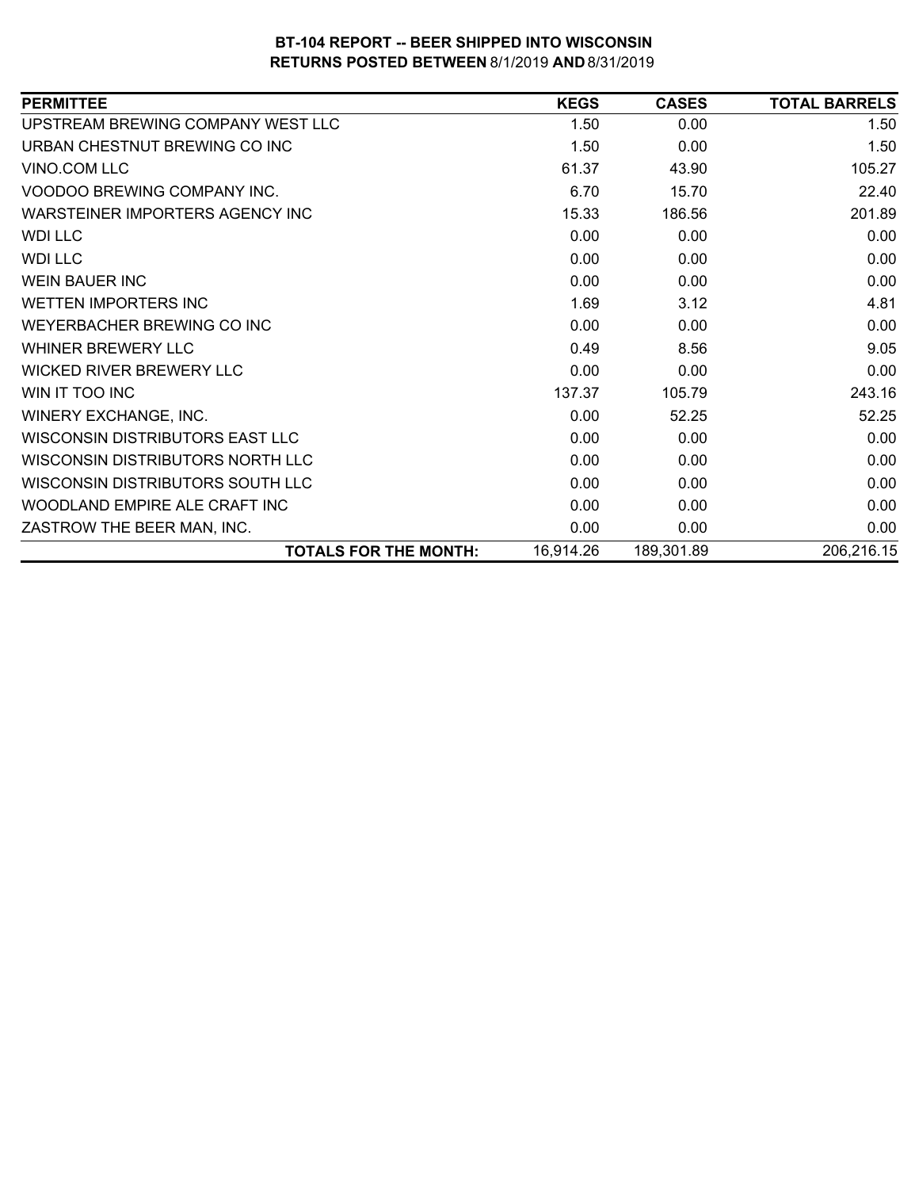**BT-104 REPORT -- BEER SHIPPED INTO WISCONSIN**
**RETURNS POSTED BETWEEN** 8/1/2019 **AND** 8/31/2019

| PERMITTEE | KEGS | CASES | TOTAL BARRELS |
|---|---|---|---|
| UPSTREAM BREWING COMPANY WEST LLC | 1.50 | 0.00 | 1.50 |
| URBAN CHESTNUT BREWING CO INC | 1.50 | 0.00 | 1.50 |
| VINO.COM LLC | 61.37 | 43.90 | 105.27 |
| VOODOO BREWING COMPANY INC. | 6.70 | 15.70 | 22.40 |
| WARSTEINER IMPORTERS AGENCY INC | 15.33 | 186.56 | 201.89 |
| WDI LLC | 0.00 | 0.00 | 0.00 |
| WDI LLC | 0.00 | 0.00 | 0.00 |
| WEIN BAUER INC | 0.00 | 0.00 | 0.00 |
| WETTEN IMPORTERS INC | 1.69 | 3.12 | 4.81 |
| WEYERBACHER BREWING CO INC | 0.00 | 0.00 | 0.00 |
| WHINER BREWERY LLC | 0.49 | 8.56 | 9.05 |
| WICKED RIVER BREWERY LLC | 0.00 | 0.00 | 0.00 |
| WIN IT TOO INC | 137.37 | 105.79 | 243.16 |
| WINERY EXCHANGE, INC. | 0.00 | 52.25 | 52.25 |
| WISCONSIN DISTRIBUTORS EAST LLC | 0.00 | 0.00 | 0.00 |
| WISCONSIN DISTRIBUTORS NORTH LLC | 0.00 | 0.00 | 0.00 |
| WISCONSIN DISTRIBUTORS SOUTH LLC | 0.00 | 0.00 | 0.00 |
| WOODLAND EMPIRE ALE CRAFT INC | 0.00 | 0.00 | 0.00 |
| ZASTROW THE BEER MAN, INC. | 0.00 | 0.00 | 0.00 |
| **TOTALS FOR THE MONTH:** | 16,914.26 | 189,301.89 | 206,216.15 |